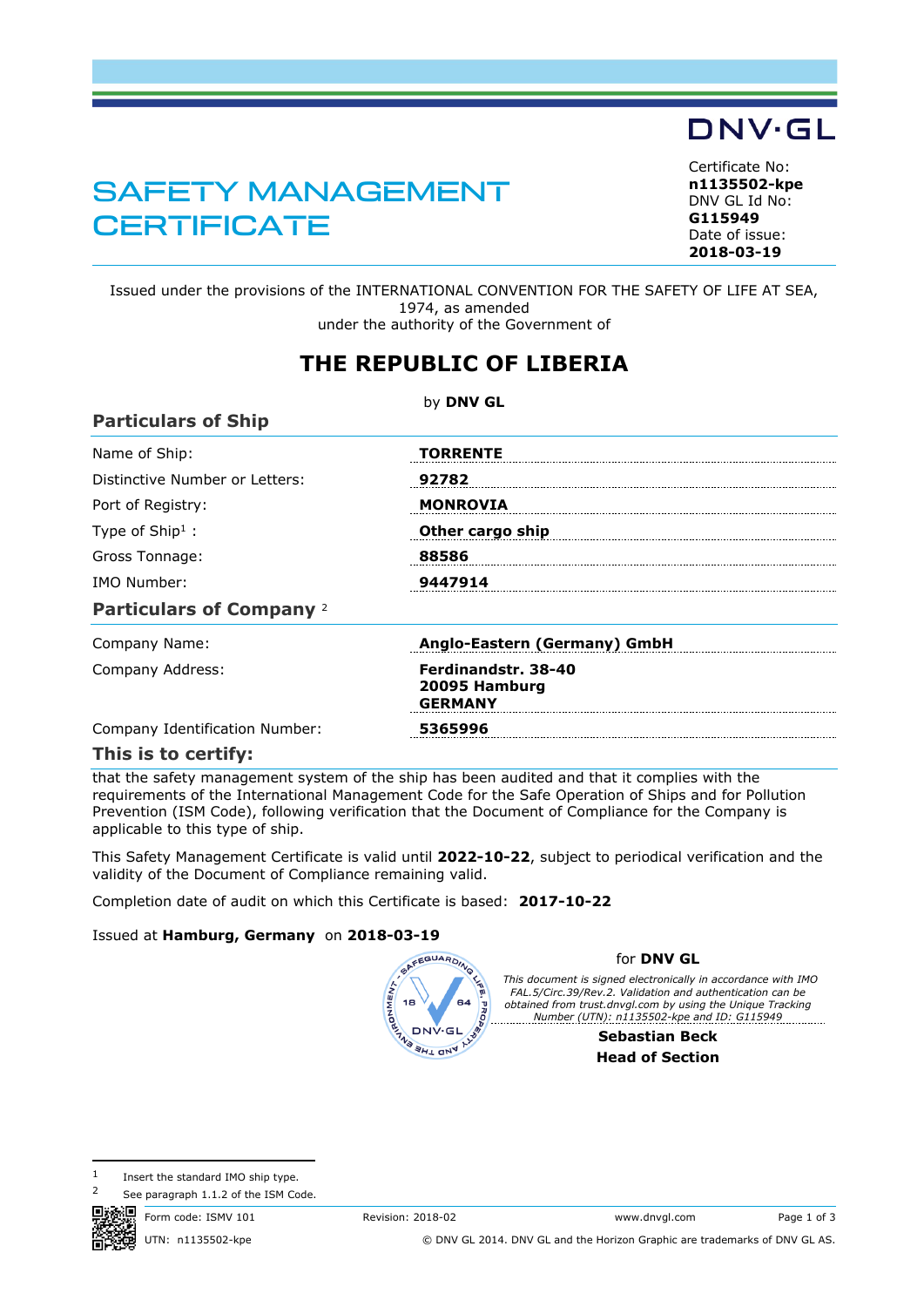DNV·GL

# SAFETY MANAGEMENT CERTIFICATE

Certificate No:
**n1135502-kpe**
DNV GL Id No:
**G115949**
Date of issue:
**2018-03-19**

Issued under the provisions of the INTERNATIONAL CONVENTION FOR THE SAFETY OF LIFE AT SEA, 1974, as amended
under the authority of the Government of

## THE REPUBLIC OF LIBERIA

by **DNV GL**

### Particulars of Ship

| | |
|---|---|
| Name of Ship: | **TORRENTE** |
| Distinctive Number or Letters: | **92782** |
| Port of Registry: | **MONROVIA** |
| Type of Ship[1] : | **Other cargo ship** |
| Gross Tonnage: | **88586** |
| IMO Number: | **9447914** |

### Particulars of Company [2]

| | |
|---|---|
| Company Name: | **Anglo-Eastern (Germany) GmbH** |
| Company Address: | **Ferdinandstr. 38-40**<br>**20095 Hamburg**<br>**GERMANY** |
| Company Identification Number: | **5365996** |

### This is to certify:

that the safety management system of the ship has been audited and that it complies with the requirements of the International Management Code for the Safe Operation of Ships and for Pollution Prevention (ISM Code), following verification that the Document of Compliance for the Company is applicable to this type of ship.

This Safety Management Certificate is valid until **2022-10-22**, subject to periodical verification and the validity of the Document of Compliance remaining valid.

Completion date of audit on which this Certificate is based: **2017-10-22**

Issued at **Hamburg, Germany** on **2018-03-19**

for **DNV GL**

*This document is signed electronically in accordance with IMO FAL.5/Circ.39/Rev.2. Validation and authentication can be obtained from trust.dnvgl.com by using the Unique Tracking Number (UTN): n1135502-kpe and ID: G115949*

**Sebastian Beck**
**Head of Section**

1 Insert the standard IMO ship type.
2 See paragraph 1.1.2 of the ISM Code.

Form code: ISMV 101 | Revision: 2018-02 | www.dnvgl.com
UTN: n1135502-kpe | © DNV GL 2014. DNV GL and the Horizon Graphic are trademarks of DNV GL AS.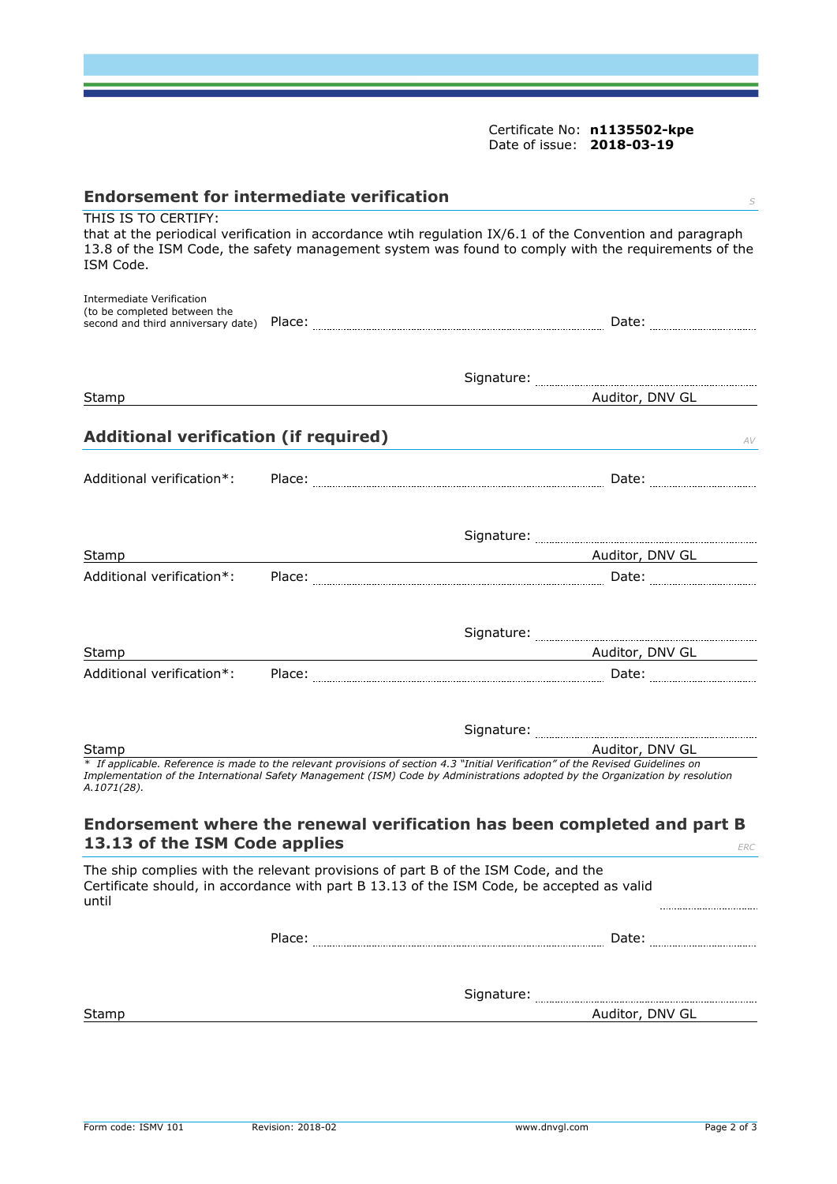Certificate No: **n1135502-kpe**
Date of issue: **2018-03-19**

## Endorsement for intermediate verification

*S*

THIS IS TO CERTIFY:
that at the periodical verification in accordance wtih regulation IX/6.1 of the Convention and paragraph 13.8 of the ISM Code, the safety management system was found to comply with the requirements of the ISM Code.

Intermediate Verification
(to be completed between the second and third anniversary date) Place: .................................... Date: ....................

Signature: ....................................

Stamp Auditor, DNV GL

## Additional verification (if required)

*AV*

Additional verification*: Place: .................................... Date: ....................

Signature: ....................................

Stamp Auditor, DNV GL

Additional verification*: Place: .................................... Date: ....................

Signature: ....................................

Stamp Auditor, DNV GL

Additional verification*: Place: .................................... Date: ....................

Signature: ....................................

Stamp Auditor, DNV GL

*\* If applicable. Reference is made to the relevant provisions of section 4.3 "Initial Verification" of the Revised Guidelines on Implementation of the International Safety Management (ISM) Code by Administrations adopted by the Organization by resolution A.1071(28).*

## Endorsement where the renewal verification has been completed and part B 13.13 of the ISM Code applies

*ERC*

The ship complies with the relevant provisions of part B of the ISM Code, and the Certificate should, in accordance with part B 13.13 of the ISM Code, be accepted as valid until ....................

Place: .................................... Date: ....................

Signature: ....................................

Stamp Auditor, DNV GL

Form code: ISMV 101 Revision: 2018-02 www.dnvgl.com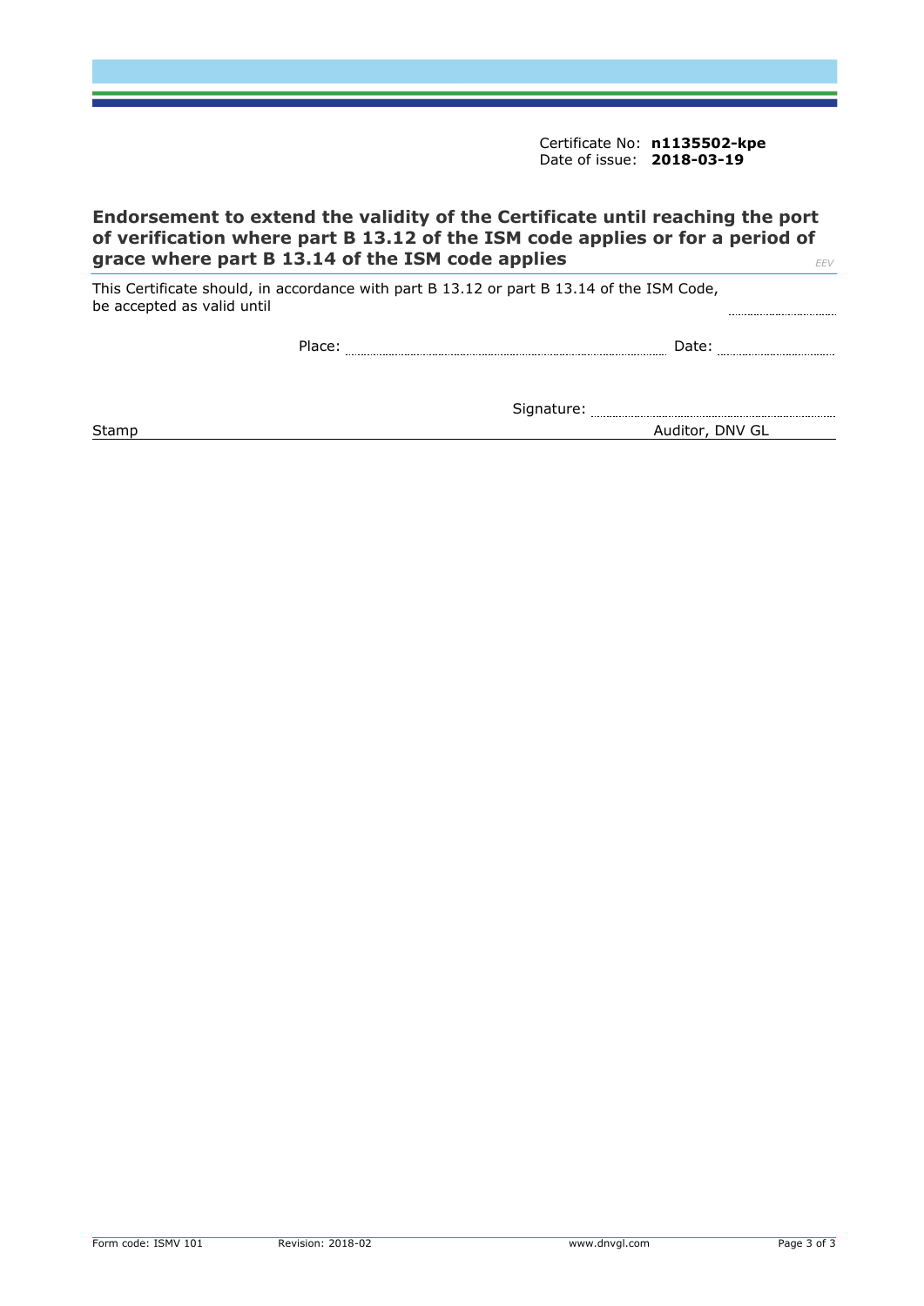Certificate No: **n1135502-kpe**
Date of issue: **2018-03-19**

## Endorsement to extend the validity of the Certificate until reaching the port of verification where part B 13.12 of the ISM code applies or for a period of grace where part B 13.14 of the ISM code applies

*EEV*

This Certificate should, in accordance with part B 13.12 or part B 13.14 of the ISM Code, be accepted as valid until ..............................

Place: .............................................................................. Date: ..............................

Signature: ..............................................................

Stamp

Auditor, DNV GL